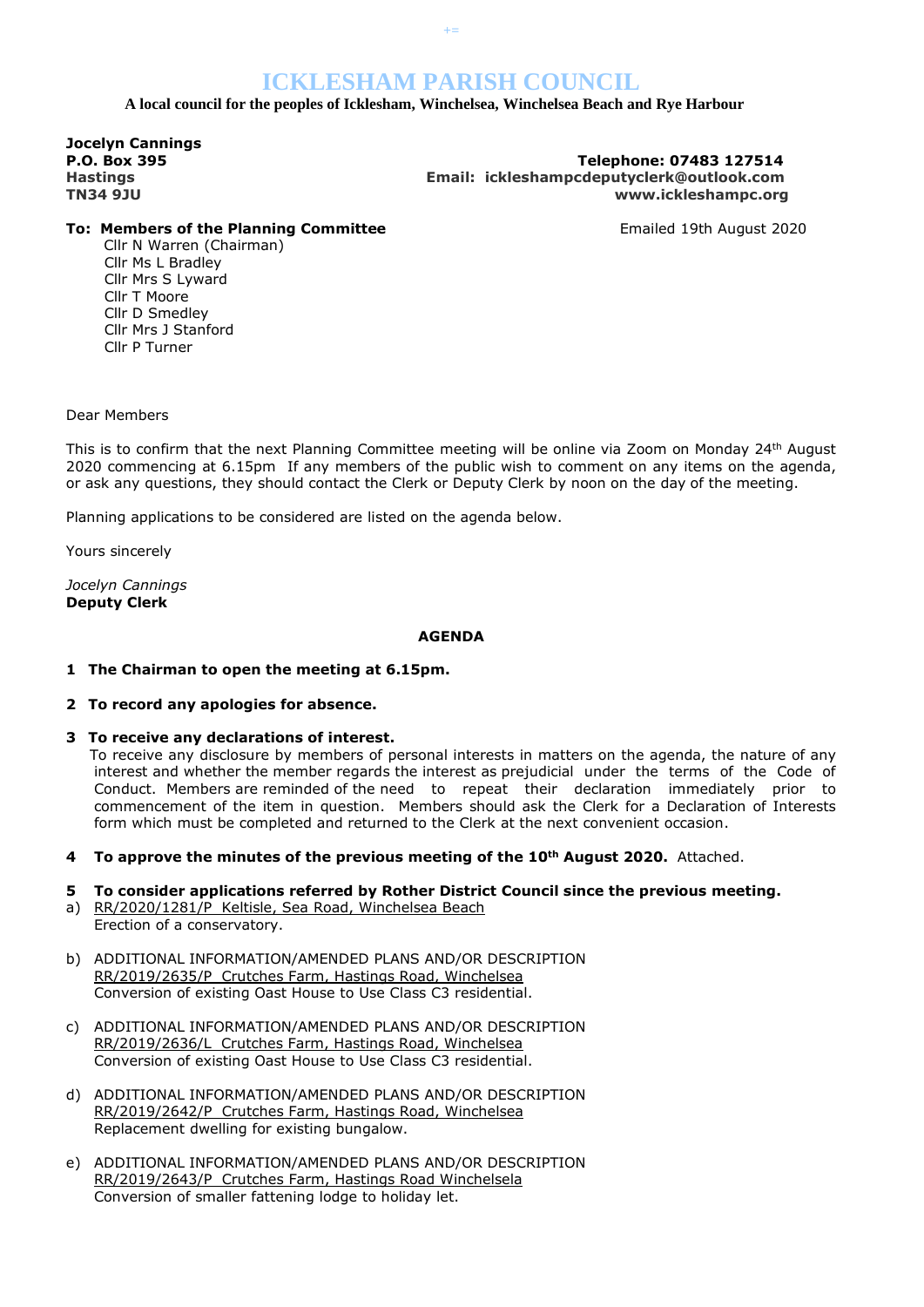# ICKLESHAM PARISH COUNCIL

**A local council for the peoples of Icklesham, Winchelsea, Winchelsea Beach and Rye Harbour**

**Jocelyn Cannings**
**P.O. Box 395**
**Hastings**
**TN34 9JU**

**Telephone: 07483 127514**
**Email: ickleshampcdeputyclerk@outlook.com**
**www.ickleshampc.org**

**To: Members of the Planning Committee**

Emailed 19th August 2020

Cllr N Warren (Chairman)
Cllr Ms L Bradley
Cllr Mrs S Lyward
Cllr T Moore
Cllr D Smedley
Cllr Mrs J Stanford
Cllr P Turner

Dear Members

This is to confirm that the next Planning Committee meeting will be online via Zoom on Monday 24th August 2020 commencing at 6.15pm If any members of the public wish to comment on any items on the agenda, or ask any questions, they should contact the Clerk or Deputy Clerk by noon on the day of the meeting.

Planning applications to be considered are listed on the agenda below.

Yours sincerely

*Jocelyn Cannings*
**Deputy Clerk**

## AGENDA

**1 The Chairman to open the meeting at 6.15pm.**

**2 To record any apologies for absence.**

**3 To receive any declarations of interest.**
To receive any disclosure by members of personal interests in matters on the agenda, the nature of any interest and whether the member regards the interest as prejudicial under the terms of the Code of Conduct. Members are reminded of the need to repeat their declaration immediately prior to commencement of the item in question. Members should ask the Clerk for a Declaration of Interests form which must be completed and returned to the Clerk at the next convenient occasion.

**4 To approve the minutes of the previous meeting of the 10th August 2020.** Attached.

**5 To consider applications referred by Rother District Council since the previous meeting.**

a) RR/2020/1281/P Keltisle, Sea Road, Winchelsea Beach
Erection of a conservatory.

b) ADDITIONAL INFORMATION/AMENDED PLANS AND/OR DESCRIPTION
RR/2019/2635/P Crutches Farm, Hastings Road, Winchelsea
Conversion of existing Oast House to Use Class C3 residential.

c) ADDITIONAL INFORMATION/AMENDED PLANS AND/OR DESCRIPTION
RR/2019/2636/L Crutches Farm, Hastings Road, Winchelsea
Conversion of existing Oast House to Use Class C3 residential.

d) ADDITIONAL INFORMATION/AMENDED PLANS AND/OR DESCRIPTION
RR/2019/2642/P Crutches Farm, Hastings Road, Winchelsea
Replacement dwelling for existing bungalow.

e) ADDITIONAL INFORMATION/AMENDED PLANS AND/OR DESCRIPTION
RR/2019/2643/P Crutches Farm, Hastings Road Winchelsela
Conversion of smaller fattening lodge to holiday let.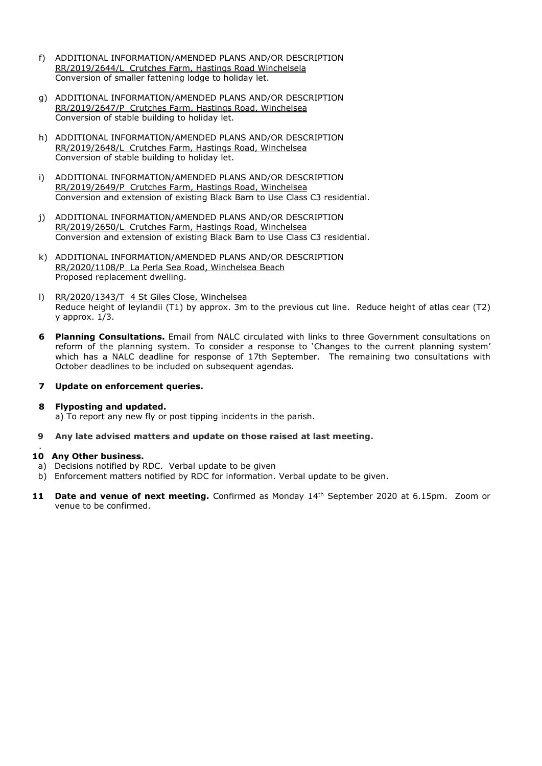f) ADDITIONAL INFORMATION/AMENDED PLANS AND/OR DESCRIPTION
RR/2019/2644/L  Crutches Farm, Hastings Road Winchelsela
Conversion of smaller fattening lodge to holiday let.

g) ADDITIONAL INFORMATION/AMENDED PLANS AND/OR DESCRIPTION
RR/2019/2647/P  Crutches Farm, Hastings Road, Winchelsea
Conversion of stable building to holiday let.

h) ADDITIONAL INFORMATION/AMENDED PLANS AND/OR DESCRIPTION
RR/2019/2648/L  Crutches Farm, Hastings Road, Winchelsea
Conversion of stable building to holiday let.

i) ADDITIONAL INFORMATION/AMENDED PLANS AND/OR DESCRIPTION
RR/2019/2649/P  Crutches Farm, Hastings Road, Winchelsea
Conversion and extension of existing Black Barn to Use Class C3 residential.

j) ADDITIONAL INFORMATION/AMENDED PLANS AND/OR DESCRIPTION
RR/2019/2650/L  Crutches Farm, Hastings Road, Winchelsea
Conversion and extension of existing Black Barn to Use Class C3 residential.

k) ADDITIONAL INFORMATION/AMENDED PLANS AND/OR DESCRIPTION
RR/2020/1108/P  La Perla Sea Road, Winchelsea Beach
Proposed replacement dwelling.

l) RR/2020/1343/T  4 St Giles Close, Winchelsea
Reduce height of leylandii (T1) by approx. 3m to the previous cut line.  Reduce height of atlas cear (T2) y approx. 1/3.

**6 Planning Consultations.** Email from NALC circulated with links to three Government consultations on reform of the planning system. To consider a response to 'Changes to the current planning system' which has a NALC deadline for response of 17th September.  The remaining two consultations with October deadlines to be included on subsequent agendas.

**7 Update on enforcement queries.**

**8 Flyposting and updated.**
a) To report any new fly or post tipping incidents in the parish.

**9 Any late advised matters and update on those raised at last meeting.**

**10 Any Other business.**
a) Decisions notified by RDC.  Verbal update to be given
b) Enforcement matters notified by RDC for information. Verbal update to be given.

**11 Date and venue of next meeting.** Confirmed as Monday 14th September 2020 at 6.15pm.  Zoom or venue to be confirmed.